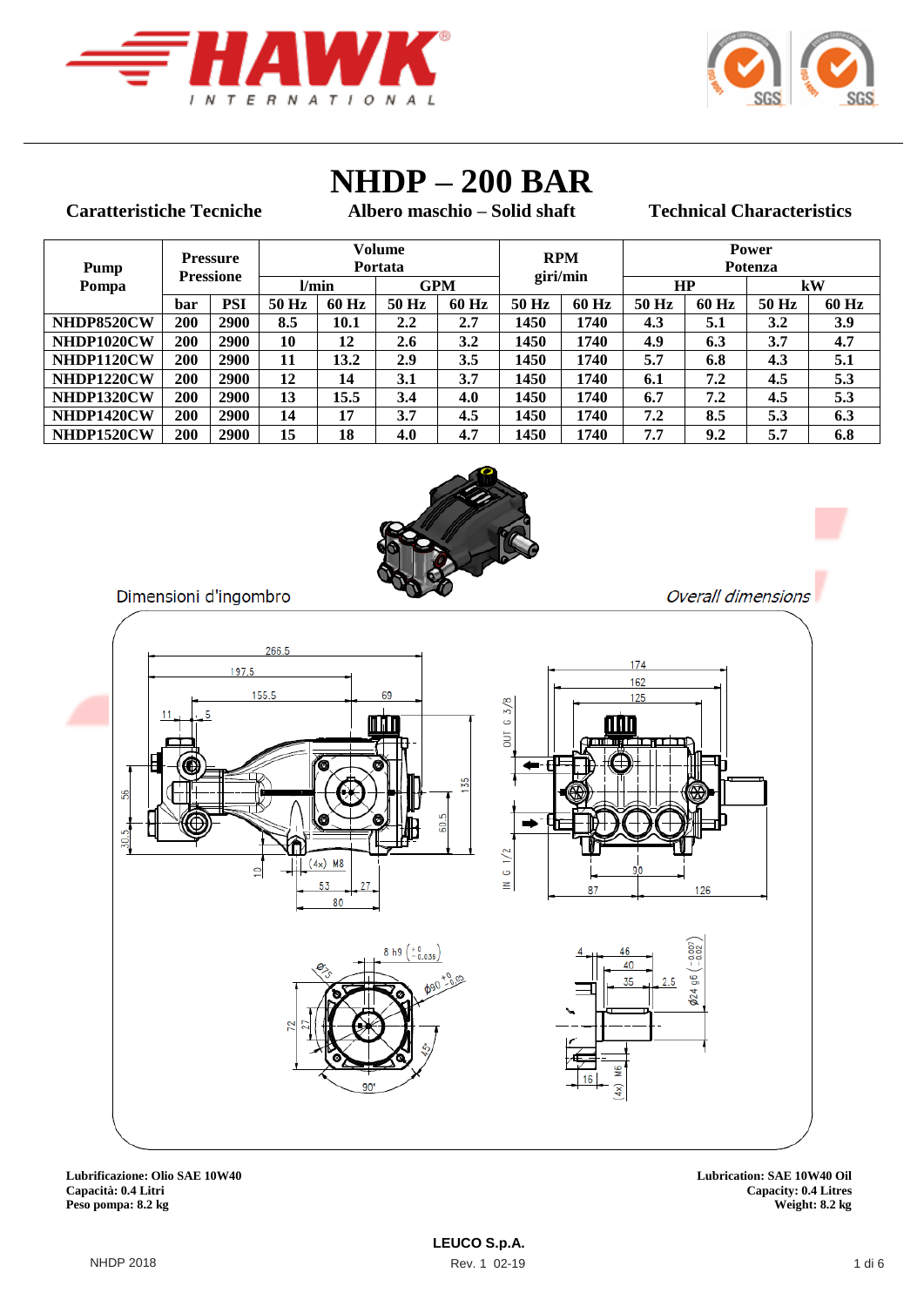# NHDP – 200 BAR

**Caratteristiche Tecniche** — **Albero maschio – Solid shaft** — **Technical Characteristics**

| Pump Pompa | Pressure Pressione | | Volume Portata | | | | RPM giri/min | | Power Potenza | | | |
|---|---|---|---|---|---|---|---|---|---|---|---|---|
| | | | l/min | | GPM | | | | HP | | kW | |
| | bar | PSI | 50 Hz | 60 Hz | 50 Hz | 60 Hz | 50 Hz | 60 Hz | 50 Hz | 60 Hz | 50 Hz | 60 Hz |
| NHDP8520CW | 200 | 2900 | 8.5 | 10.1 | 2.2 | 2.7 | 1450 | 1740 | 4.3 | 5.1 | 3.2 | 3.9 |
| NHDP1020CW | 200 | 2900 | 10 | 12 | 2.6 | 3.2 | 1450 | 1740 | 4.9 | 6.3 | 3.7 | 4.7 |
| NHDP1120CW | 200 | 2900 | 11 | 13.2 | 2.9 | 3.5 | 1450 | 1740 | 5.7 | 6.8 | 4.3 | 5.1 |
| NHDP1220CW | 200 | 2900 | 12 | 14 | 3.1 | 3.7 | 1450 | 1740 | 6.1 | 7.2 | 4.5 | 5.3 |
| NHDP1320CW | 200 | 2900 | 13 | 15.5 | 3.4 | 4.0 | 1450 | 1740 | 6.7 | 7.2 | 4.5 | 5.3 |
| NHDP1420CW | 200 | 2900 | 14 | 17 | 3.7 | 4.5 | 1450 | 1740 | 7.2 | 8.5 | 5.3 | 6.3 |
| NHDP1520CW | 200 | 2900 | 15 | 18 | 4.0 | 4.7 | 1450 | 1740 | 7.7 | 9.2 | 5.7 | 6.8 |

Dimensioni d'ingombro — *Overall dimensions*

**Lubrificazione: Olio SAE 10W40**
**Capacità: 0.4 Litri**
**Peso pompa: 8.2 kg**

**Lubrication: SAE 10W40 Oil**
**Capacity: 0.4 Litres**
**Weight: 8.2 kg**

**LEUCO S.p.A.**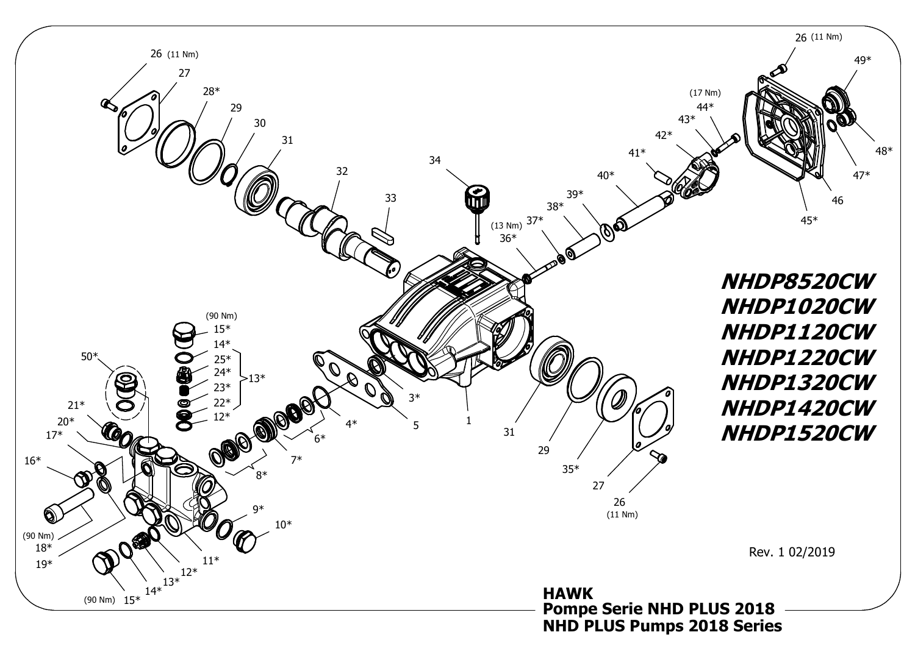**NHDP8520CW**
**NHDP1020CW**
**NHDP1120CW**
**NHDP1220CW**
**NHDP1320CW**
**NHDP1420CW**
**NHDP1520CW**

Rev. 1 02/2019

**HAWK**
**Pompe Serie NHD PLUS 2018**
**NHD PLUS Pumps 2018 Series**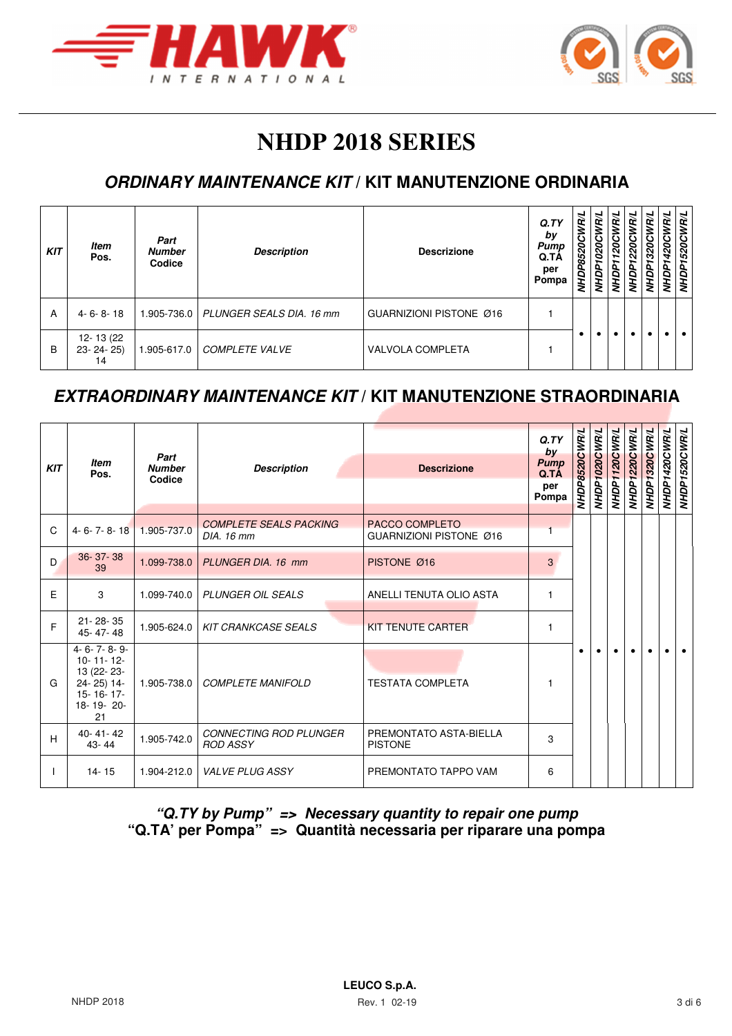# NHDP 2018 SERIES

## *ORDINARY MAINTENANCE KIT* / KIT MANUTENZIONE ORDINARIA

| KIT | Item Pos. | Part Number Codice | Description | Descrizione | Q.TY by Pump Q.TÀ per Pompa | NHDP8520CWR/L | NHDP1020CWR/L | NHDP1120CWR/L | NHDP1220CWR/L | NHDP1320CWR/L | NHDP1420CWR/L | NHDP1520CWR/L |
|---|---|---|---|---|---|---|---|---|---|---|---|---|
| A | 4- 6- 8- 18 | 1.905-736.0 | *PLUNGER SEALS DIA. 16 mm* | GUARNIZIONI PISTONE Ø16 | 1 | • | • | • | • | • | • | • |
| B | 12- 13 (22 23- 24- 25) 14 | 1.905-617.0 | *COMPLETE VALVE* | VALVOLA COMPLETA | 1 | | | | | | | |

## *EXTRAORDINARY MAINTENANCE KIT* / KIT MANUTENZIONE STRAORDINARIA

| KIT | Item Pos. | Part Number Codice | Description | Descrizione | Q.TY by Pump Q.TÀ per Pompa | NHDP8520CWR/L | NHDP1020CWR/L | NHDP1120CWR/L | NHDP1220CWR/L | NHDP1320CWR/L | NHDP1420CWR/L | NHDP1520CWR/L |
|---|---|---|---|---|---|---|---|---|---|---|---|---|
| C | 4- 6- 7- 8- 18 | 1.905-737.0 | *COMPLETE SEALS PACKING DIA. 16 mm* | PACCO COMPLETO GUARNIZIONI PISTONE Ø16 | 1 | • | • | • | • | • | • | • |
| D | 36- 37- 38 39 | 1.099-738.0 | *PLUNGER DIA. 16 mm* | PISTONE Ø16 | 3 | | | | | | | |
| E | 3 | 1.099-740.0 | *PLUNGER OIL SEALS* | ANELLI TENUTA OLIO ASTA | 1 | | | | | | | |
| F | 21- 28- 35 45- 47- 48 | 1.905-624.0 | *KIT CRANKCASE SEALS* | KIT TENUTE CARTER | 1 | | | | | | | |
| G | 4- 6- 7- 8- 9- 10- 11- 12- 13 (22- 23- 24- 25) 14- 15- 16- 17- 18- 19- 20- 21 | 1.905-738.0 | *COMPLETE MANIFOLD* | TESTATA COMPLETA | 1 | | | | | | | |
| H | 40- 41- 42 43- 44 | 1.905-742.0 | *CONNECTING ROD PLUNGER ROD ASSY* | PREMONTATO ASTA-BIELLA PISTONE | 3 | | | | | | | |
| I | 14- 15 | 1.904-212.0 | *VALVE PLUG ASSY* | PREMONTATO TAPPO VAM | 6 | | | | | | | |

***"Q.TY by Pump" => Necessary quantity to repair one pump***
**"Q.TA' per Pompa" => Quantità necessaria per riparare una pompa**

LEUCO S.p.A.
Rev. 1 02-19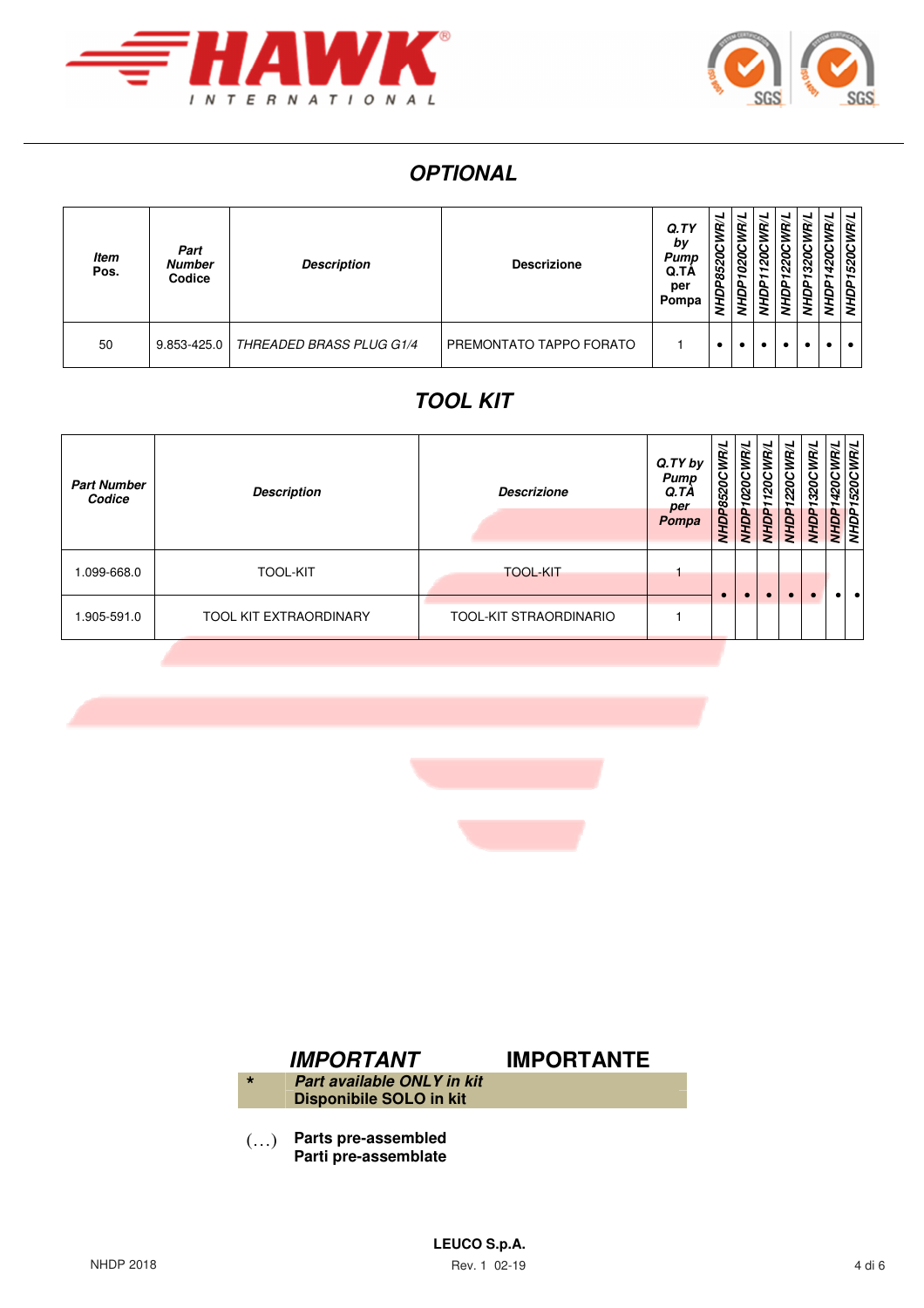## OPTIONAL

| Item Pos. | Part Number Codice | Description | Descrizione | Q.TY by Pump Q.TÀ per Pompa | NHDP8520CWR/L | NHDP1020CWR/L | NHDP1120CWR/L | NHDP1220CWR/L | NHDP1320CWR/L | NHDP1420CWR/L | NHDP1520CWR/L |
|---|---|---|---|---|---|---|---|---|---|---|---|
| 50 | 9.853-425.0 | THREADED BRASS PLUG G1/4 | PREMONTATO TAPPO FORATO | 1 | • | • | • | • | • | • | • |

## TOOL KIT

| Part Number Codice | Description | Descrizione | Q.TY by Pump Q.TÀ per Pompa | NHDP8520CWR/L | NHDP1020CWR/L | NHDP1120CWR/L | NHDP1220CWR/L | NHDP1320CWR/L | NHDP1420CWR/L | NHDP1520CWR/L |
|---|---|---|---|---|---|---|---|---|---|---|
| 1.099-668.0 | TOOL-KIT | TOOL-KIT | 1 | • | • | • | • | • | • | • |
| 1.905-591.0 | TOOL KIT EXTRAORDINARY | TOOL-KIT STRAORDINARIO | 1 | • | • | • | • | • | • | • |

**IMPORTANT** **IMPORTANTE**

| * | ***Part available ONLY in kit*** **Disponibile SOLO in kit** |
|---|---|

(…) **Parts pre-assembled**
**Parti pre-assemblate**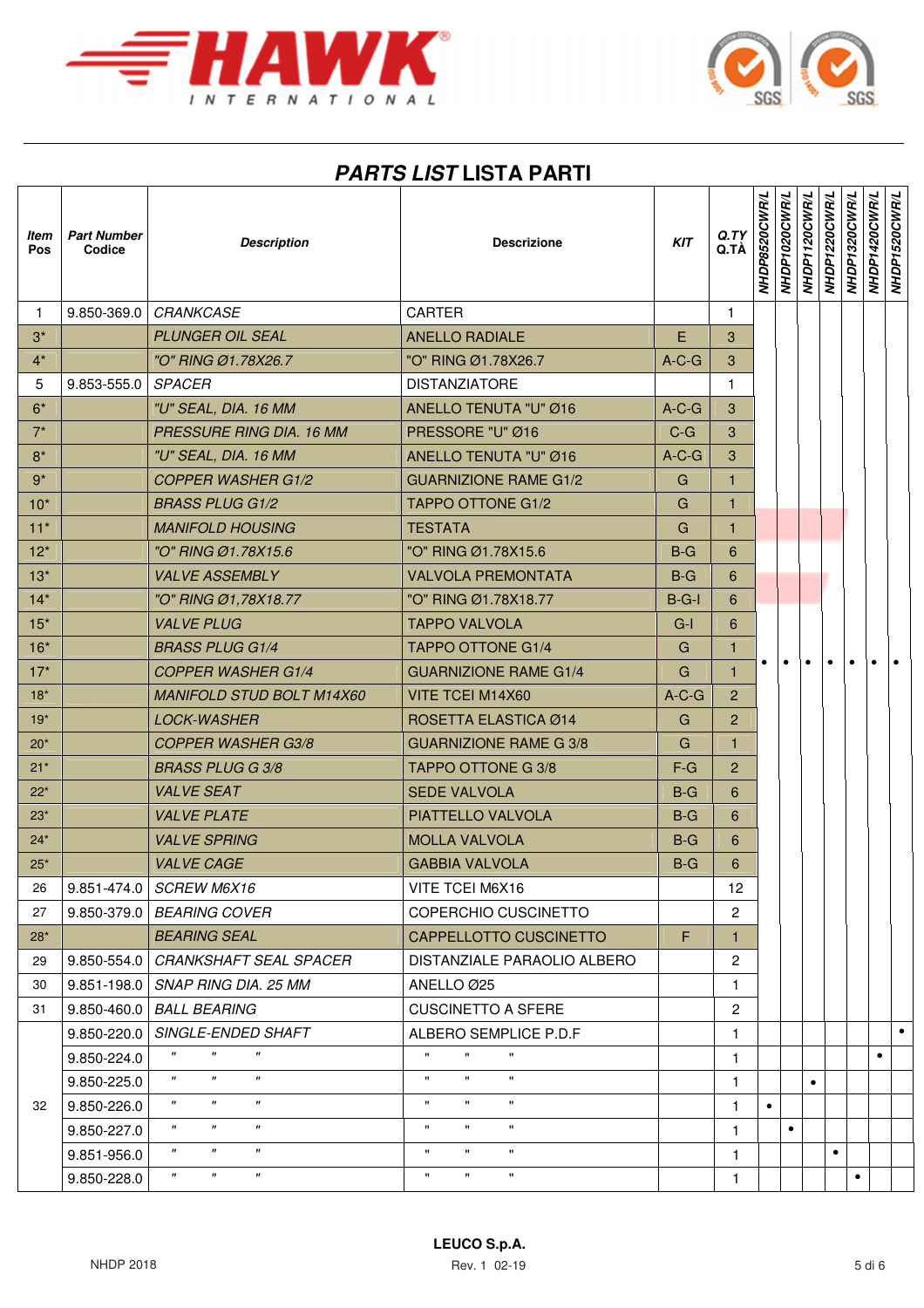## *PARTS LIST* LISTA PARTI

| *Item* Pos | *Part Number* Codice | *Description* | Descrizione | *KIT* | *Q.TY* Q.TÀ | NHDP8520CWR/L | NHDP1020CWR/L | NHDP1120CWR/L | NHDP1220CWR/L | NHDP1320CWR/L | NHDP1420CWR/L | NHDP1520CWR/L |
|---|---|---|---|---|---|---|---|---|---|---|---|---|
| 1 | 9.850-369.0 | *CRANKCASE* | CARTER | | 1 | • | • | • | • | • | • | • |
| 3* | | *PLUNGER OIL SEAL* | ANELLO RADIALE | E | 3 | • | • | • | • | • | • | • |
| 4* | | *"O" RING Ø1.78X26.7* | "O" RING Ø1.78X26.7 | A-C-G | 3 | • | • | • | • | • | • | • |
| 5 | 9.853-555.0 | *SPACER* | DISTANZIATORE | | 1 | • | • | • | • | • | • | • |
| 6* | | *"U" SEAL, DIA. 16 MM* | ANELLO TENUTA "U" Ø16 | A-C-G | 3 | • | • | • | • | • | • | • |
| 7* | | *PRESSURE RING DIA. 16 MM* | PRESSORE "U" Ø16 | C-G | 3 | • | • | • | • | • | • | • |
| 8* | | *"U" SEAL, DIA. 16 MM* | ANELLO TENUTA "U" Ø16 | A-C-G | 3 | • | • | • | • | • | • | • |
| 9* | | *COPPER WASHER G1/2* | GUARNIZIONE RAME G1/2 | G | 1 | • | • | • | • | • | • | • |
| 10* | | *BRASS PLUG G1/2* | TAPPO OTTONE G1/2 | G | 1 | • | • | • | • | • | • | • |
| 11* | | *MANIFOLD HOUSING* | TESTATA | G | 1 | • | • | • | • | • | • | • |
| 12* | | *"O" RING Ø1.78X15.6* | "O" RING Ø1.78X15.6 | B-G | 6 | • | • | • | • | • | • | • |
| 13* | | *VALVE ASSEMBLY* | VALVOLA PREMONTATA | B-G | 6 | • | • | • | • | • | • | • |
| 14* | | *"O" RING Ø1,78X18.77* | "O" RING Ø1.78X18.77 | B-G-I | 6 | • | • | • | • | • | • | • |
| 15* | | *VALVE PLUG* | TAPPO VALVOLA | G-I | 6 | • | • | • | • | • | • | • |
| 16* | | *BRASS PLUG G1/4* | TAPPO OTTONE G1/4 | G | 1 | • | • | • | • | • | • | • |
| 17* | | *COPPER WASHER G1/4* | GUARNIZIONE RAME G1/4 | G | 1 | • | • | • | • | • | • | • |
| 18* | | *MANIFOLD STUD BOLT M14X60* | VITE TCEI M14X60 | A-C-G | 2 | • | • | • | • | • | • | • |
| 19* | | *LOCK-WASHER* | ROSETTA ELASTICA Ø14 | G | 2 | • | • | • | • | • | • | • |
| 20* | | *COPPER WASHER G3/8* | GUARNIZIONE RAME G 3/8 | G | 1 | • | • | • | • | • | • | • |
| 21* | | *BRASS PLUG G 3/8* | TAPPO OTTONE G 3/8 | F-G | 2 | • | • | • | • | • | • | • |
| 22* | | *VALVE SEAT* | SEDE VALVOLA | B-G | 6 | • | • | • | • | • | • | • |
| 23* | | *VALVE PLATE* | PIATTELLO VALVOLA | B-G | 6 | • | • | • | • | • | • | • |
| 24* | | *VALVE SPRING* | MOLLA VALVOLA | B-G | 6 | • | • | • | • | • | • | • |
| 25* | | *VALVE CAGE* | GABBIA VALVOLA | B-G | 6 | • | • | • | • | • | • | • |
| 26 | 9.851-474.0 | *SCREW M6X16* | VITE TCEI M6X16 | | 12 | • | • | • | • | • | • | • |
| 27 | 9.850-379.0 | *BEARING COVER* | COPERCHIO CUSCINETTO | | 2 | • | • | • | • | • | • | • |
| 28* | | *BEARING SEAL* | CAPPELLOTTO CUSCINETTO | F | 1 | • | • | • | • | • | • | • |
| 29 | 9.850-554.0 | *CRANKSHAFT SEAL SPACER* | DISTANZIALE PARAOLIO ALBERO | | 2 | • | • | • | • | • | • | • |
| 30 | 9.851-198.0 | *SNAP RING DIA. 25 MM* | ANELLO Ø25 | | 1 | • | • | • | • | • | • | • |
| 31 | 9.850-460.0 | *BALL BEARING* | CUSCINETTO A SFERE | | 2 | • | • | • | • | • | • | • |
| 32 | 9.850-220.0 | *SINGLE-ENDED SHAFT* | ALBERO SEMPLICE P.D.F | | 1 | | | | | | | • |
| | 9.850-224.0 | *" " "* | " " " | | 1 | | | | | | • | |
| | 9.850-225.0 | *" " "* | " " " | | 1 | | | • | | | | |
| | 9.850-226.0 | *" " "* | " " " | | 1 | • | | | | | | |
| | 9.850-227.0 | *" " "* | " " " | | 1 | | • | | | | | |
| | 9.851-956.0 | *" " "* | " " " | | 1 | | | | • | | | |
| | 9.850-228.0 | *" " "* | " " " | | 1 | | | | | • | | |

LEUCO S.p.A.

NHDP 2018 — Rev. 1 02-19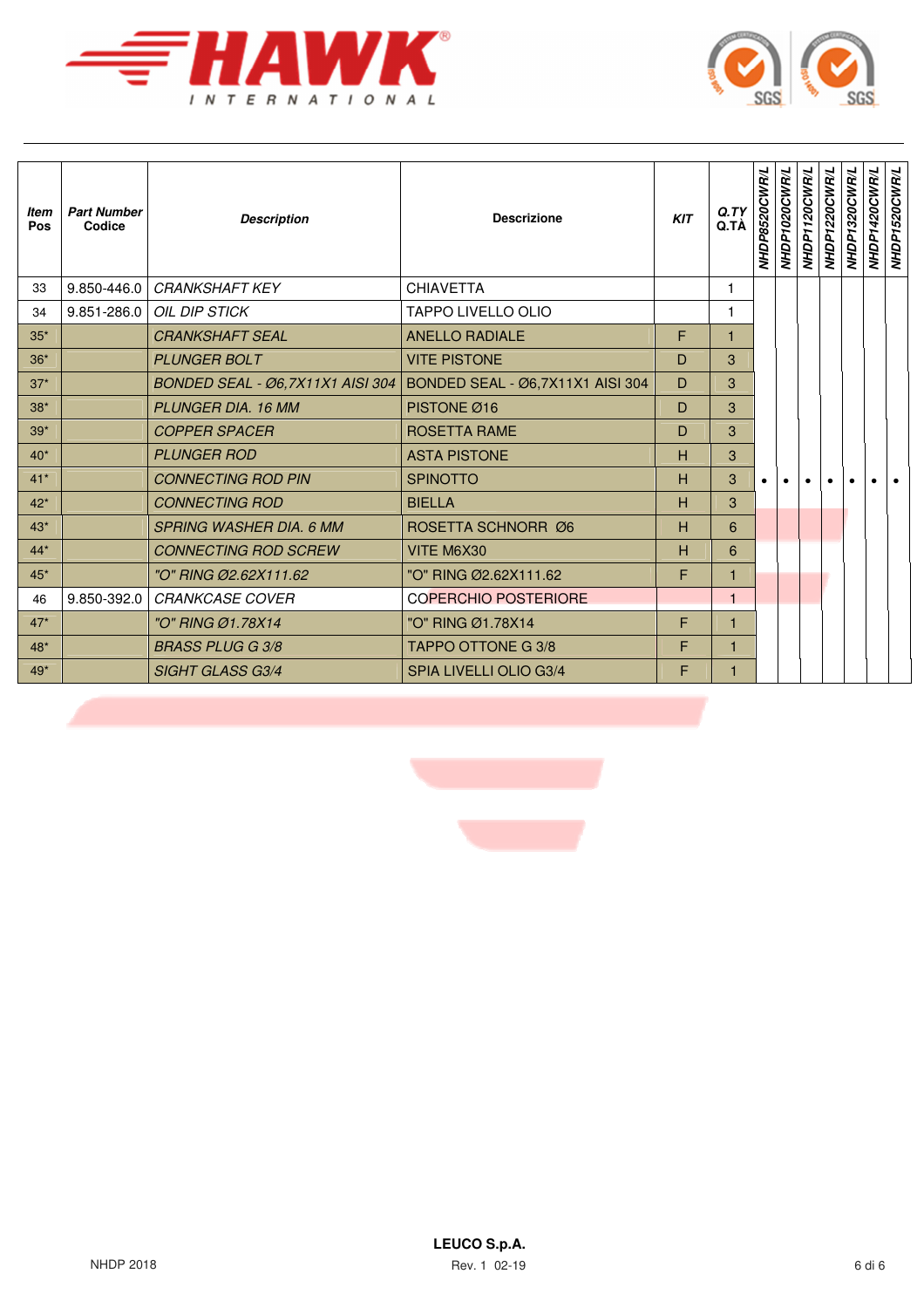| Item Pos | Part Number Codice | Description | Descrizione | KIT | Q.TY Q.TÀ | NHDP8520CWR/L | NHDP1020CWR/L | NHDP1120CWR/L | NHDP1220CWR/L | NHDP1320CWR/L | NHDP1420CWR/L | NHDP1520CWR/L |
|---|---|---|---|---|---|---|---|---|---|---|---|---|
| 33 | 9.850-446.0 | *CRANKSHAFT KEY* | CHIAVETTA | | 1 | | | | | | | |
| 34 | 9.851-286.0 | *OIL DIP STICK* | TAPPO LIVELLO OLIO | | 1 | | | | | | | |
| 35* | | *CRANKSHAFT SEAL* | ANELLO RADIALE | F | 1 | | | | | | | |
| 36* | | *PLUNGER BOLT* | VITE PISTONE | D | 3 | | | | | | | |
| 37* | | *BONDED SEAL - Ø6,7X11X1 AISI 304* | BONDED SEAL - Ø6,7X11X1 AISI 304 | D | 3 | | | | | | | |
| 38* | | *PLUNGER DIA. 16 MM* | PISTONE Ø16 | D | 3 | | | | | | | |
| 39* | | *COPPER SPACER* | ROSETTA RAME | D | 3 | | | | | | | |
| 40* | | *PLUNGER ROD* | ASTA PISTONE | H | 3 | | | | | | | |
| 41* | | *CONNECTING ROD PIN* | SPINOTTO | H | 3 | • | • | • | • | • | • | • |
| 42* | | *CONNECTING ROD* | BIELLA | H | 3 | | | | | | | |
| 43* | | *SPRING WASHER DIA. 6 MM* | ROSETTA SCHNORR Ø6 | H | 6 | | | | | | | |
| 44* | | *CONNECTING ROD SCREW* | VITE M6X30 | H | 6 | | | | | | | |
| 45* | | *"O" RING Ø2.62X111.62* | "O" RING Ø2.62X111.62 | F | 1 | | | | | | | |
| 46 | 9.850-392.0 | *CRANKCASE COVER* | COPERCHIO POSTERIORE | | 1 | | | | | | | |
| 47* | | *"O" RING Ø1.78X14* | "O" RING Ø1.78X14 | F | 1 | | | | | | | |
| 48* | | *BRASS PLUG G 3/8* | TAPPO OTTONE G 3/8 | F | 1 | | | | | | | |
| 49* | | *SIGHT GLASS G3/4* | SPIA LIVELLI OLIO G3/4 | F | 1 | | | | | | | |

NHDP 2018

**LEUCO S.p.A.**

Rev. 1 02-19